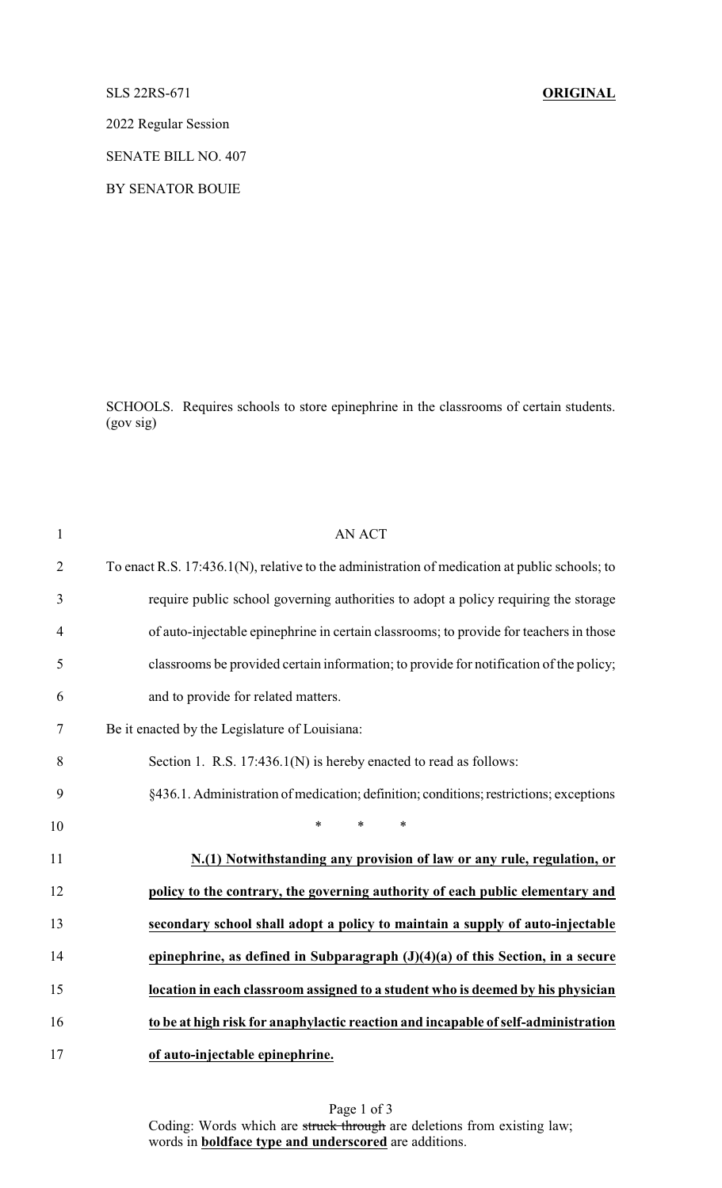SLS 22RS-671 **ORIGINAL**

2022 Regular Session

SENATE BILL NO. 407

BY SENATOR BOUIE

SCHOOLS. Requires schools to store epinephrine in the classrooms of certain students. (gov sig)

AN ACT

To enact R.S. 17:436.1(N), relative to the administration of medication at public schools; to require public school governing authorities to adopt a policy requiring the storage of auto-injectable epinephrine in certain classrooms; to provide for teachers in those classrooms be provided certain information; to provide for notification of the policy; and to provide for related matters.

Be it enacted by the Legislature of Louisiana:

Section 1. R.S. 17:436.1(N) is hereby enacted to read as follows:

§436.1. Administration of medication; definition; conditions; restrictions; exceptions

\* \* \*

**N.(1) Notwithstanding any provision of law or any rule, regulation, or policy to the contrary, the governing authority of each public elementary and secondary school shall adopt a policy to maintain a supply of auto-injectable epinephrine, as defined in Subparagraph (J)(4)(a) of this Section, in a secure location in each classroom assigned to a student who is deemed by his physician to be at high risk for anaphylactic reaction and incapable of self-administration of auto-injectable epinephrine.**

Coding: Words which are ~~struck through~~ are deletions from existing law; words in **boldface type and underscored** are additions.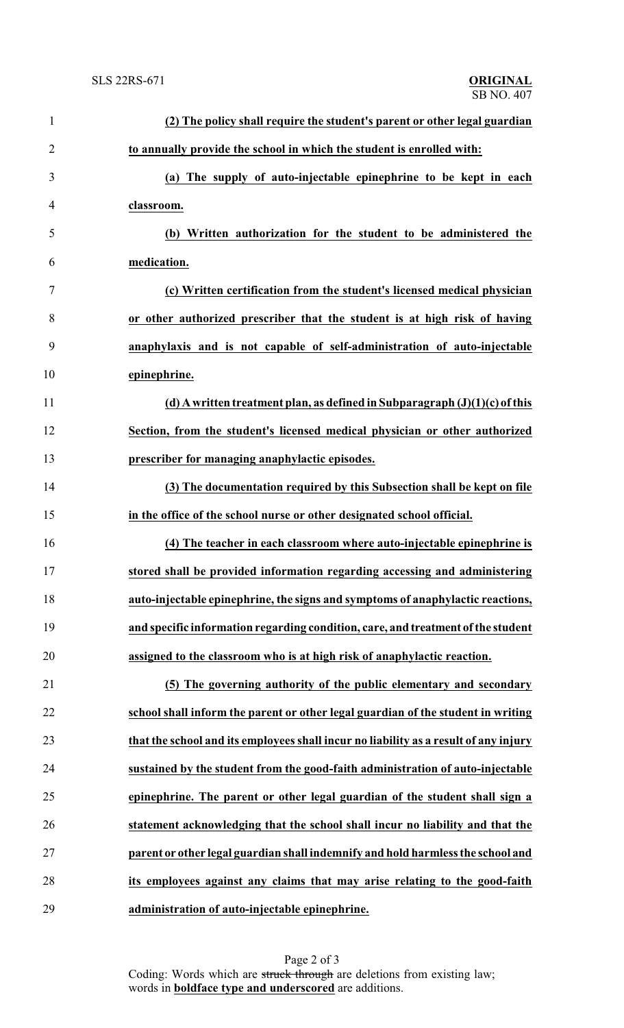**<u>(2) The policy shall require the student's parent or other legal guardian to annually provide the school in which the student is enrolled with:</u>**

**<u>(a) The supply of auto-injectable epinephrine to be kept in each classroom.</u>**

**<u>(b) Written authorization for the student to be administered the medication.</u>**

**<u>(c) Written certification from the student's licensed medical physician or other authorized prescriber that the student is at high risk of having anaphylaxis and is not capable of self-administration of auto-injectable epinephrine.</u>**

**<u>(d) A written treatment plan, as defined in Subparagraph (J)(1)(c) of this Section, from the student's licensed medical physician or other authorized prescriber for managing anaphylactic episodes.</u>**

**<u>(3) The documentation required by this Subsection shall be kept on file in the office of the school nurse or other designated school official.</u>**

**<u>(4) The teacher in each classroom where auto-injectable epinephrine is stored shall be provided information regarding accessing and administering auto-injectable epinephrine, the signs and symptoms of anaphylactic reactions, and specific information regarding condition, care, and treatment of the student assigned to the classroom who is at high risk of anaphylactic reaction.</u>**

**<u>(5) The governing authority of the public elementary and secondary school shall inform the parent or other legal guardian of the student in writing that the school and its employees shall incur no liability as a result of any injury sustained by the student from the good-faith administration of auto-injectable epinephrine. The parent or other legal guardian of the student shall sign a statement acknowledging that the school shall incur no liability and that the parent or other legal guardian shall indemnify and hold harmless the school and its employees against any claims that may arise relating to the good-faith administration of auto-injectable epinephrine.</u>**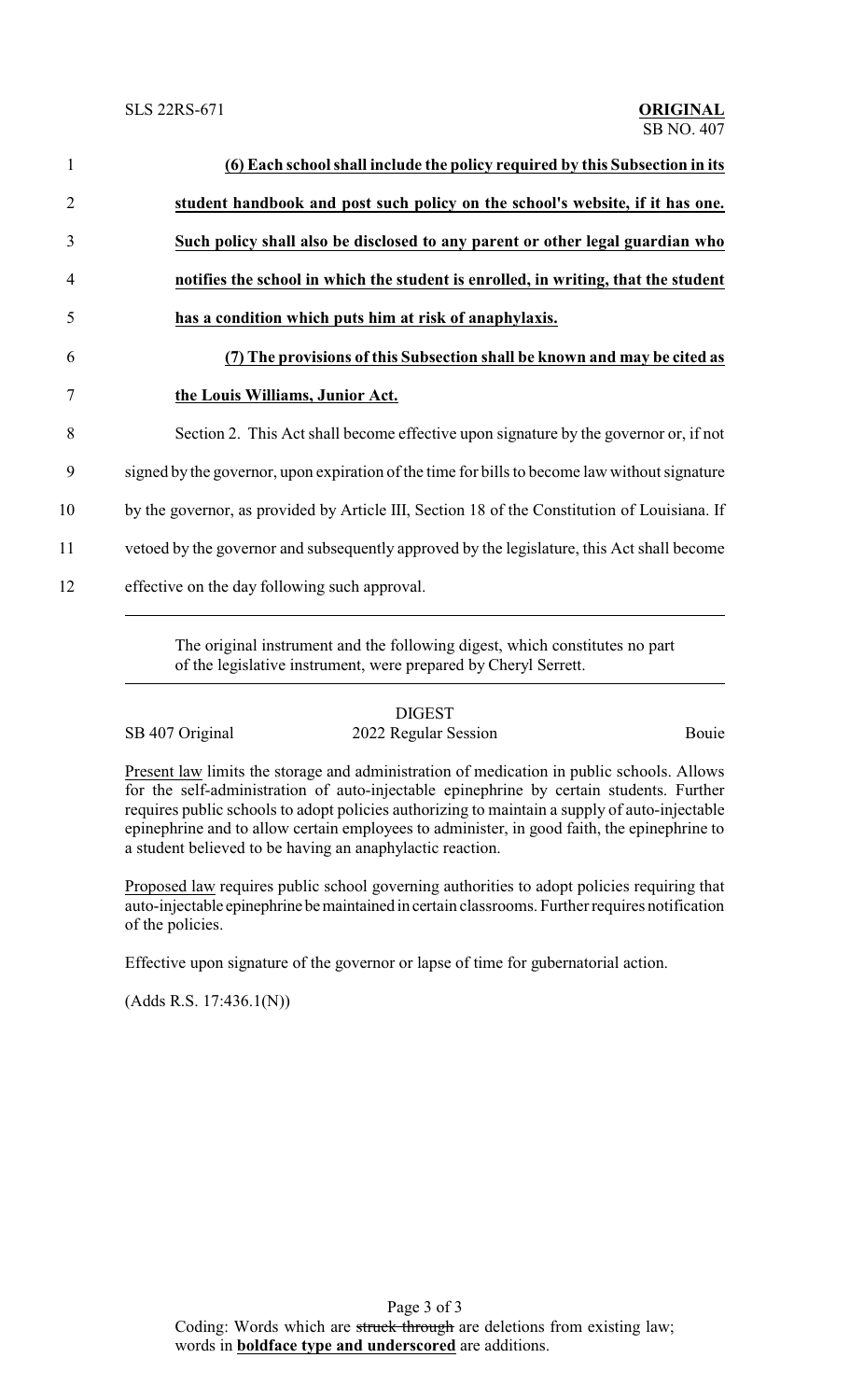**(6) Each school shall include the policy required by this Subsection in its student handbook and post such policy on the school's website, if it has one. Such policy shall also be disclosed to any parent or other legal guardian who notifies the school in which the student is enrolled, in writing, that the student has a condition which puts him at risk of anaphylaxis.**

**(7) The provisions of this Subsection shall be known and may be cited as the Louis Williams, Junior Act.**

Section 2. This Act shall become effective upon signature by the governor or, if not signed by the governor, upon expiration of the time for bills to become law without signature by the governor, as provided by Article III, Section 18 of the Constitution of Louisiana. If vetoed by the governor and subsequently approved by the legislature, this Act shall become effective on the day following such approval.

---

The original instrument and the following digest, which constitutes no part of the legislative instrument, were prepared by Cheryl Serrett.

---

DIGEST

SB 407 Original 2022 Regular Session Bouie

Present law limits the storage and administration of medication in public schools. Allows for the self-administration of auto-injectable epinephrine by certain students. Further requires public schools to adopt policies authorizing to maintain a supply of auto-injectable epinephrine and to allow certain employees to administer, in good faith, the epinephrine to a student believed to be having an anaphylactic reaction.

Proposed law requires public school governing authorities to adopt policies requiring that auto-injectable epinephrine be maintained in certain classrooms. Further requires notification of the policies.

Effective upon signature of the governor or lapse of time for gubernatorial action.

(Adds R.S. 17:436.1(N))

Coding: Words which are ~~struck through~~ are deletions from existing law; words in **boldface type and underscored** are additions.